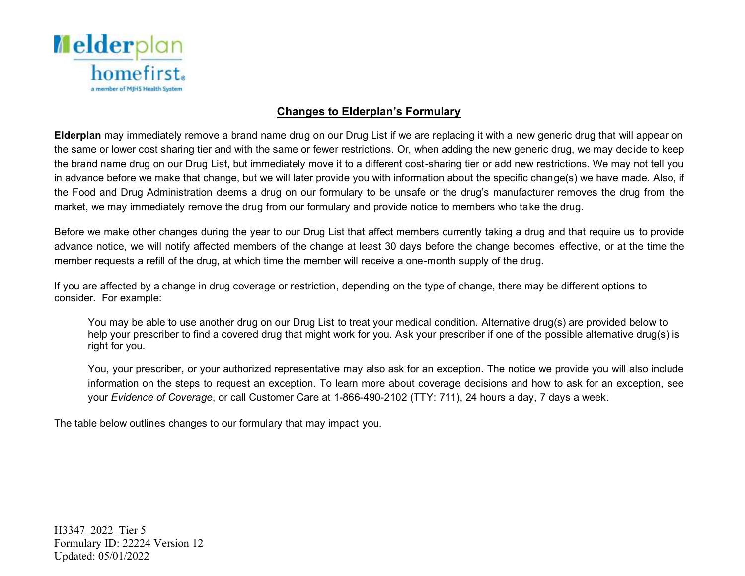## Changes to Elderplan's Formulary

**Elderplan** may immediately remove a brand name drug on our Drug List if we are replacing it with a new generic drug that will appear on the same or lower cost sharing tier and with the same or fewer restrictions. Or, when adding the new generic drug, we may decide to keep the brand name drug on our Drug List, but immediately move it to a different cost-sharing tier or add new restrictions. We may not tell you in advance before we make that change, but we will later provide you with information about the specific change(s) we have made. Also, if the Food and Drug Administration deems a drug on our formulary to be unsafe or the drug's manufacturer removes the drug from the market, we may immediately remove the drug from our formulary and provide notice to members who take the drug.

Before we make other changes during the year to our Drug List that affect members currently taking a drug and that require us to provide advance notice, we will notify affected members of the change at least 30 days before the change becomes effective, or at the time the member requests a refill of the drug, at which time the member will receive a one-month supply of the drug.

If you are affected by a change in drug coverage or restriction, depending on the type of change, there may be different options to consider. For example:

> You may be able to use another drug on our Drug List to treat your medical condition. Alternative drug(s) are provided below to help your prescriber to find a covered drug that might work for you. Ask your prescriber if one of the possible alternative drug(s) is right for you.
>
> You, your prescriber, or your authorized representative may also ask for an exception. The notice we provide you will also include information on the steps to request an exception. To learn more about coverage decisions and how to ask for an exception, see your *Evidence of Coverage*, or call Customer Care at 1-866-490-2102 (TTY: 711), 24 hours a day, 7 days a week.

The table below outlines changes to our formulary that may impact you.

H3347_2022_Tier 5
Formulary ID: 22224 Version 12
Updated: 05/01/2022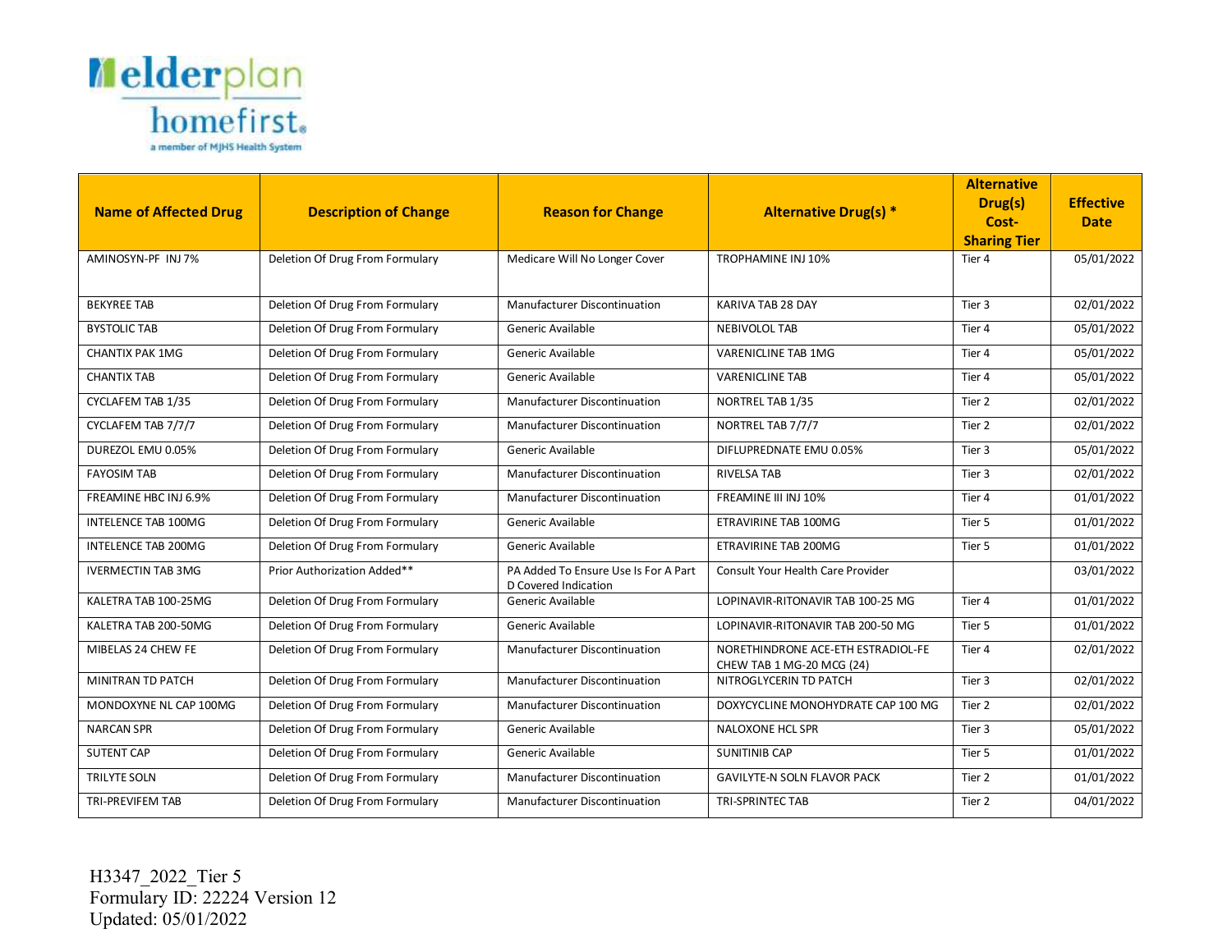| Name of Affected Drug | Description of Change | Reason for Change | Alternative Drug(s) * | Alternative Drug(s) Cost-Sharing Tier | Effective Date |
|---|---|---|---|---|---|
| AMINOSYN-PF INJ 7% | Deletion Of Drug From Formulary | Medicare Will No Longer Cover | TROPHAMINE INJ 10% | Tier 4 | 05/01/2022 |
| BEKYREE TAB | Deletion Of Drug From Formulary | Manufacturer Discontinuation | KARIVA TAB 28 DAY | Tier 3 | 02/01/2022 |
| BYSTOLIC TAB | Deletion Of Drug From Formulary | Generic Available | NEBIVOLOL TAB | Tier 4 | 05/01/2022 |
| CHANTIX PAK 1MG | Deletion Of Drug From Formulary | Generic Available | VARENICLINE TAB 1MG | Tier 4 | 05/01/2022 |
| CHANTIX TAB | Deletion Of Drug From Formulary | Generic Available | VARENICLINE TAB | Tier 4 | 05/01/2022 |
| CYCLAFEM TAB 1/35 | Deletion Of Drug From Formulary | Manufacturer Discontinuation | NORTREL TAB 1/35 | Tier 2 | 02/01/2022 |
| CYCLAFEM TAB 7/7/7 | Deletion Of Drug From Formulary | Manufacturer Discontinuation | NORTREL TAB 7/7/7 | Tier 2 | 02/01/2022 |
| DUREZOL EMU 0.05% | Deletion Of Drug From Formulary | Generic Available | DIFLUPREDNATE EMU 0.05% | Tier 3 | 05/01/2022 |
| FAYOSIM TAB | Deletion Of Drug From Formulary | Manufacturer Discontinuation | RIVELSA TAB | Tier 3 | 02/01/2022 |
| FREAMINE HBC INJ 6.9% | Deletion Of Drug From Formulary | Manufacturer Discontinuation | FREAMINE III INJ 10% | Tier 4 | 01/01/2022 |
| INTELENCE TAB 100MG | Deletion Of Drug From Formulary | Generic Available | ETRAVIRINE TAB 100MG | Tier 5 | 01/01/2022 |
| INTELENCE TAB 200MG | Deletion Of Drug From Formulary | Generic Available | ETRAVIRINE TAB 200MG | Tier 5 | 01/01/2022 |
| IVERMECTIN TAB 3MG | Prior Authorization Added** | PA Added To Ensure Use Is For A Part D Covered Indication | Consult Your Health Care Provider | | 03/01/2022 |
| KALETRA TAB 100-25MG | Deletion Of Drug From Formulary | Generic Available | LOPINAVIR-RITONAVIR TAB 100-25 MG | Tier 4 | 01/01/2022 |
| KALETRA TAB 200-50MG | Deletion Of Drug From Formulary | Generic Available | LOPINAVIR-RITONAVIR TAB 200-50 MG | Tier 5 | 01/01/2022 |
| MIBELAS 24 CHEW FE | Deletion Of Drug From Formulary | Manufacturer Discontinuation | NORETHINDRONE ACE-ETH ESTRADIOL-FE CHEW TAB 1 MG-20 MCG (24) | Tier 4 | 02/01/2022 |
| MINITRAN TD PATCH | Deletion Of Drug From Formulary | Manufacturer Discontinuation | NITROGLYCERIN TD PATCH | Tier 3 | 02/01/2022 |
| MONDOXYNE NL CAP 100MG | Deletion Of Drug From Formulary | Manufacturer Discontinuation | DOXYCYCLINE MONOHYDRATE CAP 100 MG | Tier 2 | 02/01/2022 |
| NARCAN SPR | Deletion Of Drug From Formulary | Generic Available | NALOXONE HCL SPR | Tier 3 | 05/01/2022 |
| SUTENT CAP | Deletion Of Drug From Formulary | Generic Available | SUNITINIB CAP | Tier 5 | 01/01/2022 |
| TRILYTE SOLN | Deletion Of Drug From Formulary | Manufacturer Discontinuation | GAVILYTE-N SOLN FLAVOR PACK | Tier 2 | 01/01/2022 |
| TRI-PREVIFEM TAB | Deletion Of Drug From Formulary | Manufacturer Discontinuation | TRI-SPRINTEC TAB | Tier 2 | 04/01/2022 |

H3347_2022_Tier 5
Formulary ID: 22224 Version 12
Updated: 05/01/2022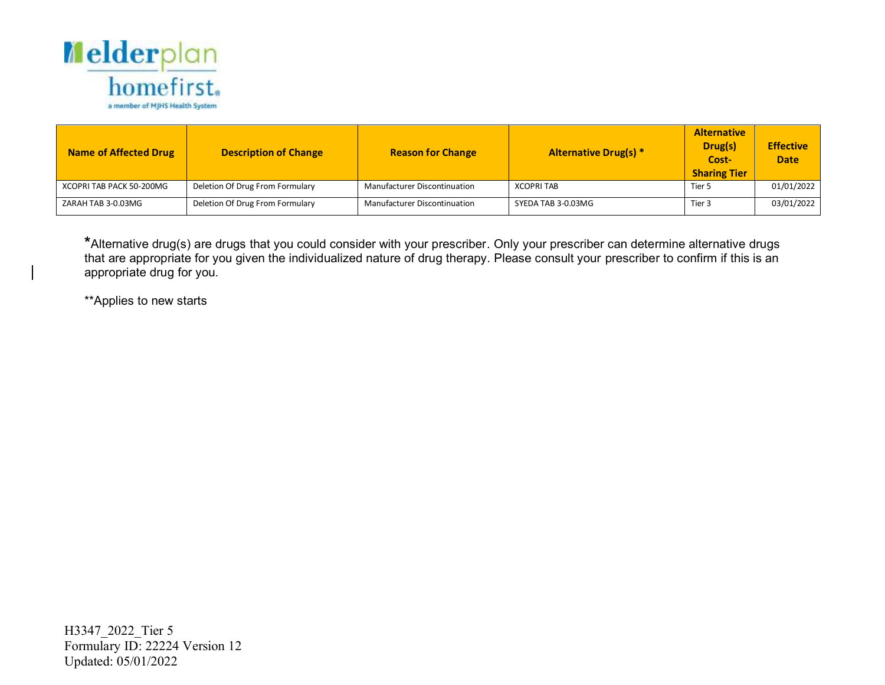| Name of Affected Drug | Description of Change | Reason for Change | Alternative Drug(s) * | Alternative Drug(s) Cost-Sharing Tier | Effective Date |
|---|---|---|---|---|---|
| XCOPRI TAB PACK 50-200MG | Deletion Of Drug From Formulary | Manufacturer Discontinuation | XCOPRI TAB | Tier 5 | 01/01/2022 |
| ZARAH TAB 3-0.03MG | Deletion Of Drug From Formulary | Manufacturer Discontinuation | SYEDA TAB 3-0.03MG | Tier 3 | 03/01/2022 |

*Alternative drug(s) are drugs that you could consider with your prescriber. Only your prescriber can determine alternative drugs that are appropriate for you given the individualized nature of drug therapy. Please consult your prescriber to confirm if this is an appropriate drug for you.

**Applies to new starts

H3347_2022_Tier 5
Formulary ID: 22224 Version 12
Updated: 05/01/2022